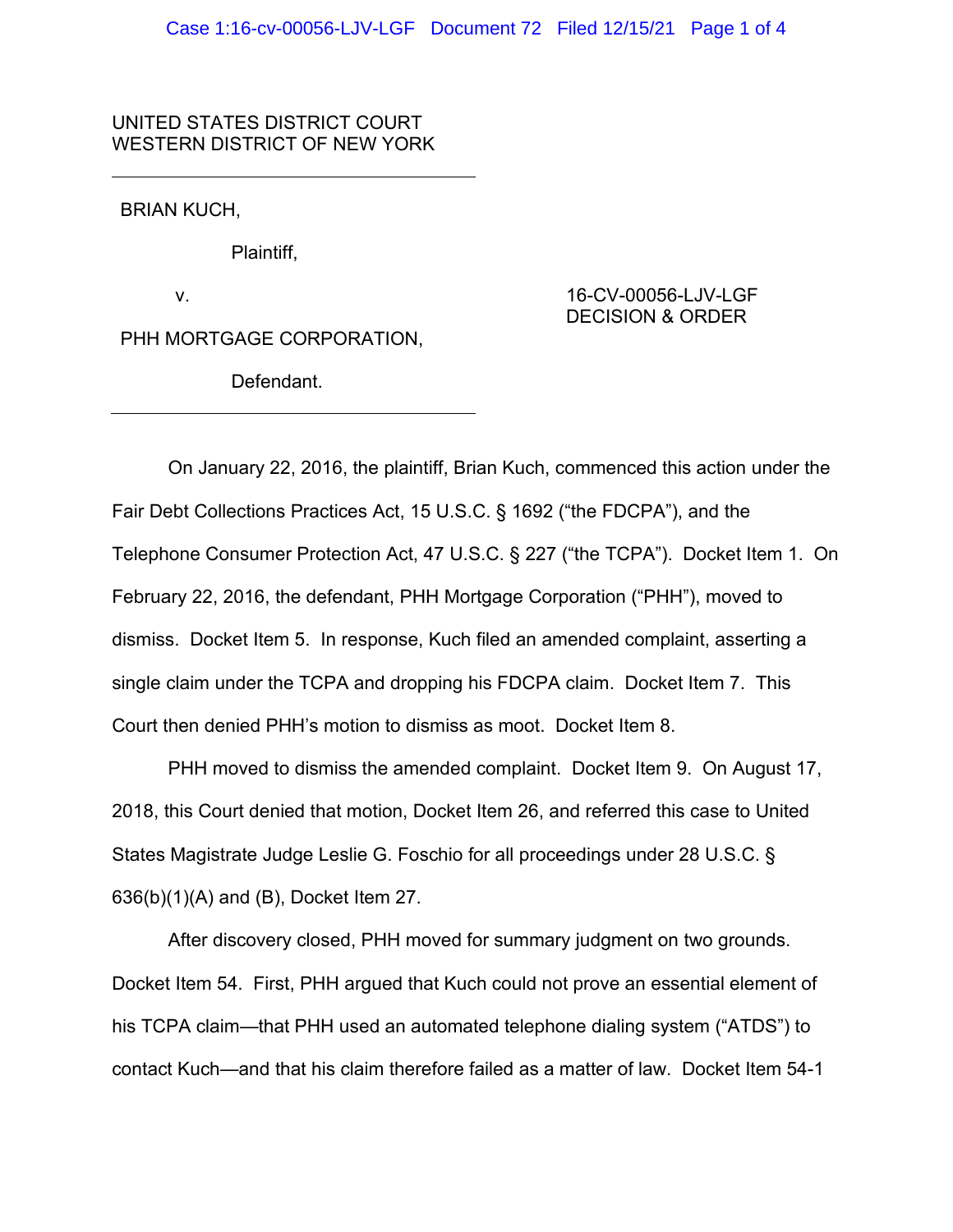UNITED STATES DISTRICT COURT
WESTERN DISTRICT OF NEW YORK

---

BRIAN KUCH,

Plaintiff,

v.

PHH MORTGAGE CORPORATION,

Defendant.

---

16-CV-00056-LJV-LGF
DECISION & ORDER

On January 22, 2016, the plaintiff, Brian Kuch, commenced this action under the Fair Debt Collections Practices Act, 15 U.S.C. § 1692 ("the FDCPA"), and the Telephone Consumer Protection Act, 47 U.S.C. § 227 ("the TCPA"). Docket Item 1. On February 22, 2016, the defendant, PHH Mortgage Corporation ("PHH"), moved to dismiss. Docket Item 5. In response, Kuch filed an amended complaint, asserting a single claim under the TCPA and dropping his FDCPA claim. Docket Item 7. This Court then denied PHH's motion to dismiss as moot. Docket Item 8.

PHH moved to dismiss the amended complaint. Docket Item 9. On August 17, 2018, this Court denied that motion, Docket Item 26, and referred this case to United States Magistrate Judge Leslie G. Foschio for all proceedings under 28 U.S.C. § 636(b)(1)(A) and (B), Docket Item 27.

After discovery closed, PHH moved for summary judgment on two grounds. Docket Item 54. First, PHH argued that Kuch could not prove an essential element of his TCPA claim—that PHH used an automated telephone dialing system ("ATDS") to contact Kuch—and that his claim therefore failed as a matter of law. Docket Item 54-1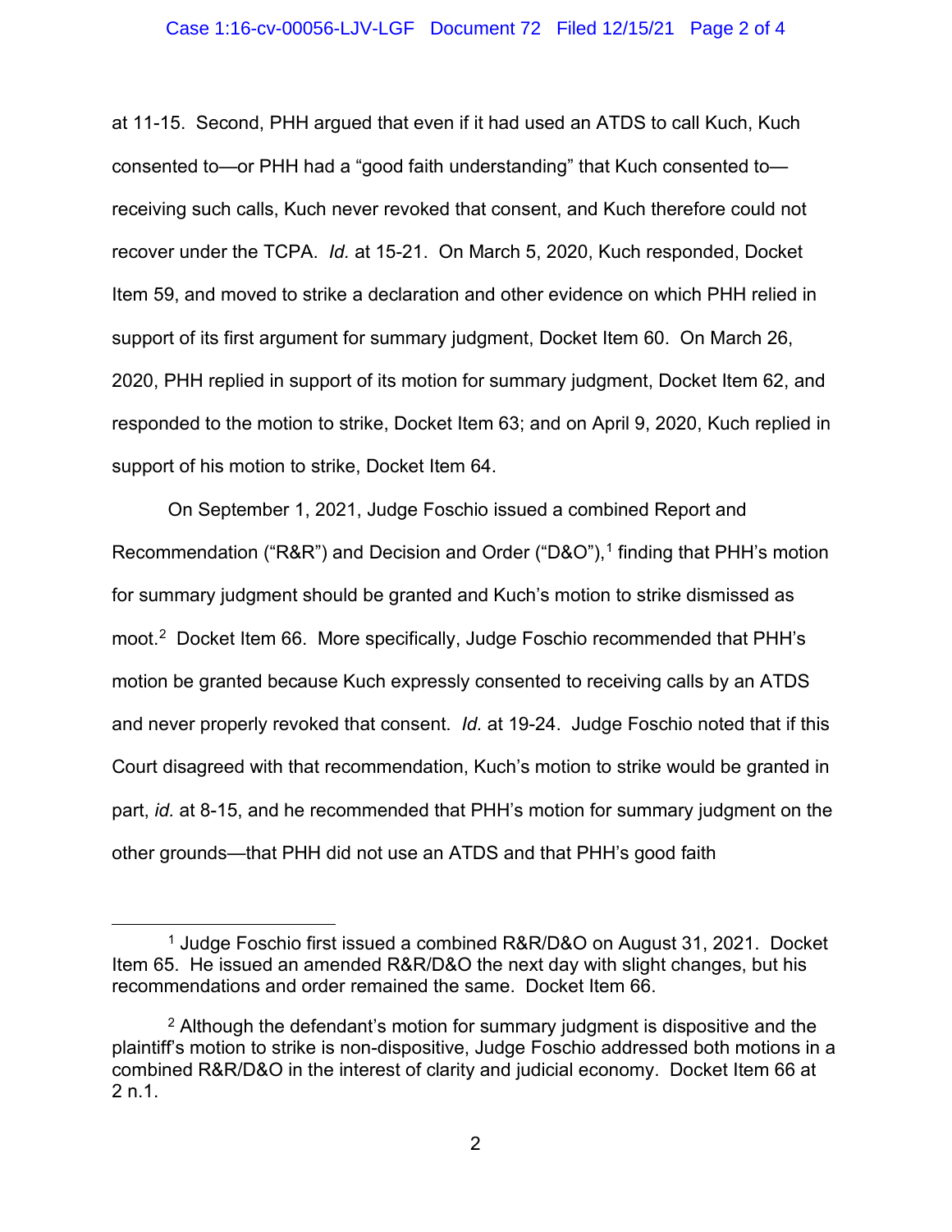at 11-15. Second, PHH argued that even if it had used an ATDS to call Kuch, Kuch consented to—or PHH had a "good faith understanding" that Kuch consented to—receiving such calls, Kuch never revoked that consent, and Kuch therefore could not recover under the TCPA. *Id.* at 15-21. On March 5, 2020, Kuch responded, Docket Item 59, and moved to strike a declaration and other evidence on which PHH relied in support of its first argument for summary judgment, Docket Item 60. On March 26, 2020, PHH replied in support of its motion for summary judgment, Docket Item 62, and responded to the motion to strike, Docket Item 63; and on April 9, 2020, Kuch replied in support of his motion to strike, Docket Item 64.

On September 1, 2021, Judge Foschio issued a combined Report and Recommendation ("R&R") and Decision and Order ("D&O"),[1] finding that PHH's motion for summary judgment should be granted and Kuch's motion to strike dismissed as moot.[2] Docket Item 66. More specifically, Judge Foschio recommended that PHH's motion be granted because Kuch expressly consented to receiving calls by an ATDS and never properly revoked that consent. *Id.* at 19-24. Judge Foschio noted that if this Court disagreed with that recommendation, Kuch's motion to strike would be granted in part, *id.* at 8-15, and he recommended that PHH's motion for summary judgment on the other grounds—that PHH did not use an ATDS and that PHH's good faith

[1] Judge Foschio first issued a combined R&R/D&O on August 31, 2021. Docket Item 65. He issued an amended R&R/D&O the next day with slight changes, but his recommendations and order remained the same. Docket Item 66.

[2] Although the defendant's motion for summary judgment is dispositive and the plaintiff's motion to strike is non-dispositive, Judge Foschio addressed both motions in a combined R&R/D&O in the interest of clarity and judicial economy. Docket Item 66 at 2 n.1.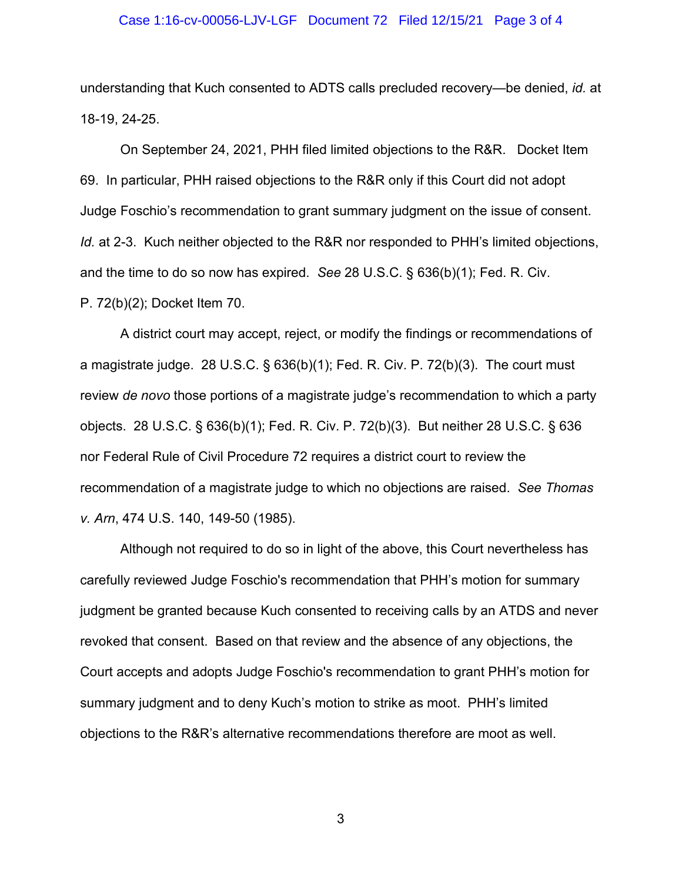understanding that Kuch consented to ADTS calls precluded recovery—be denied, *id.* at 18-19, 24-25.

On September 24, 2021, PHH filed limited objections to the R&R. Docket Item 69. In particular, PHH raised objections to the R&R only if this Court did not adopt Judge Foschio's recommendation to grant summary judgment on the issue of consent. *Id.* at 2-3. Kuch neither objected to the R&R nor responded to PHH's limited objections, and the time to do so now has expired. *See* 28 U.S.C. § 636(b)(1); Fed. R. Civ. P. 72(b)(2); Docket Item 70.

A district court may accept, reject, or modify the findings or recommendations of a magistrate judge. 28 U.S.C. § 636(b)(1); Fed. R. Civ. P. 72(b)(3). The court must review *de novo* those portions of a magistrate judge's recommendation to which a party objects. 28 U.S.C. § 636(b)(1); Fed. R. Civ. P. 72(b)(3). But neither 28 U.S.C. § 636 nor Federal Rule of Civil Procedure 72 requires a district court to review the recommendation of a magistrate judge to which no objections are raised. *See Thomas v. Arn*, 474 U.S. 140, 149-50 (1985).

Although not required to do so in light of the above, this Court nevertheless has carefully reviewed Judge Foschio's recommendation that PHH's motion for summary judgment be granted because Kuch consented to receiving calls by an ATDS and never revoked that consent. Based on that review and the absence of any objections, the Court accepts and adopts Judge Foschio's recommendation to grant PHH's motion for summary judgment and to deny Kuch's motion to strike as moot. PHH's limited objections to the R&R's alternative recommendations therefore are moot as well.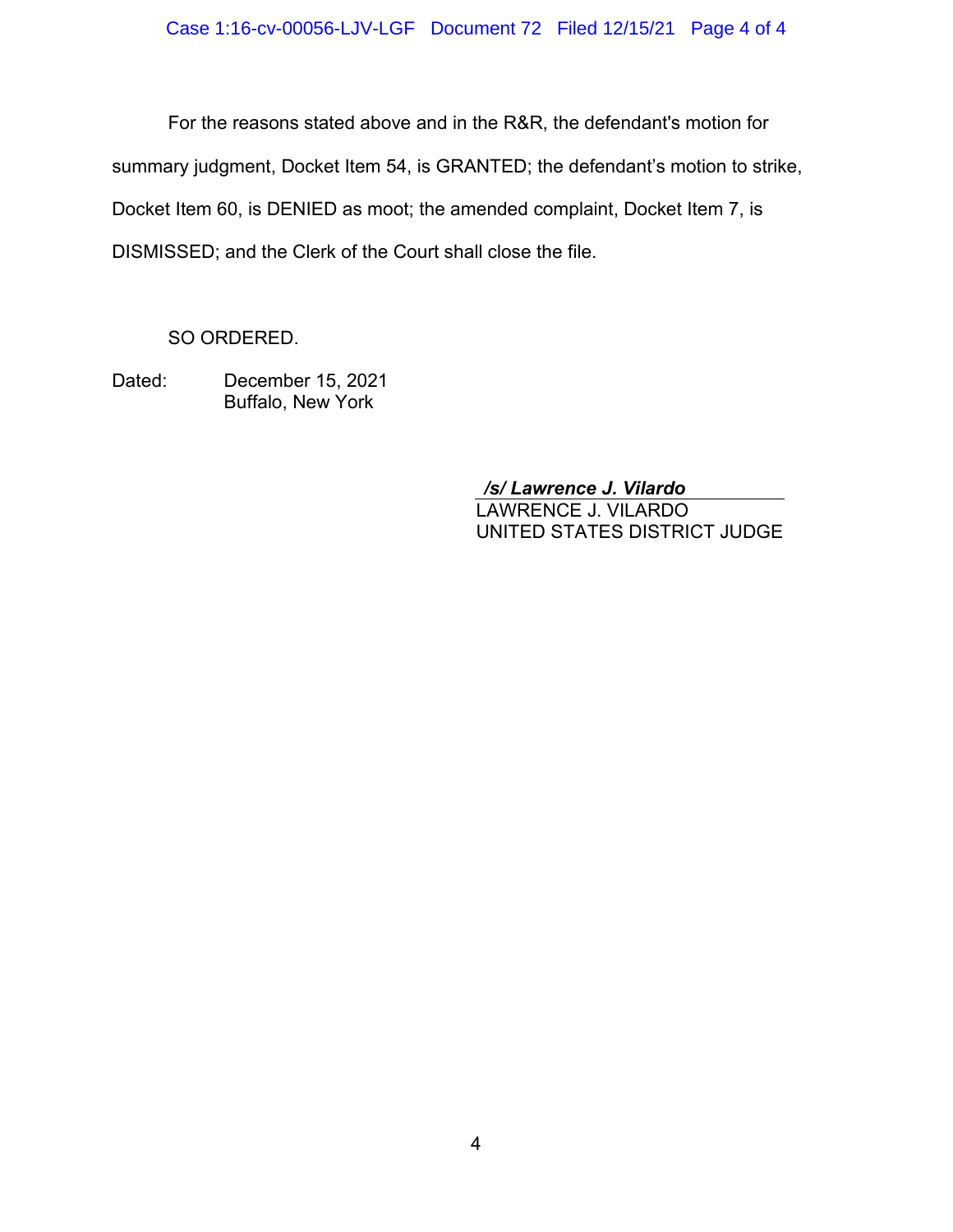For the reasons stated above and in the R&R, the defendant's motion for summary judgment, Docket Item 54, is GRANTED; the defendant's motion to strike, Docket Item 60, is DENIED as moot; the amended complaint, Docket Item 7, is DISMISSED; and the Clerk of the Court shall close the file.

SO ORDERED.

Dated: December 15, 2021
Buffalo, New York

***/s/ Lawrence J. Vilardo***
LAWRENCE J. VILARDO
UNITED STATES DISTRICT JUDGE